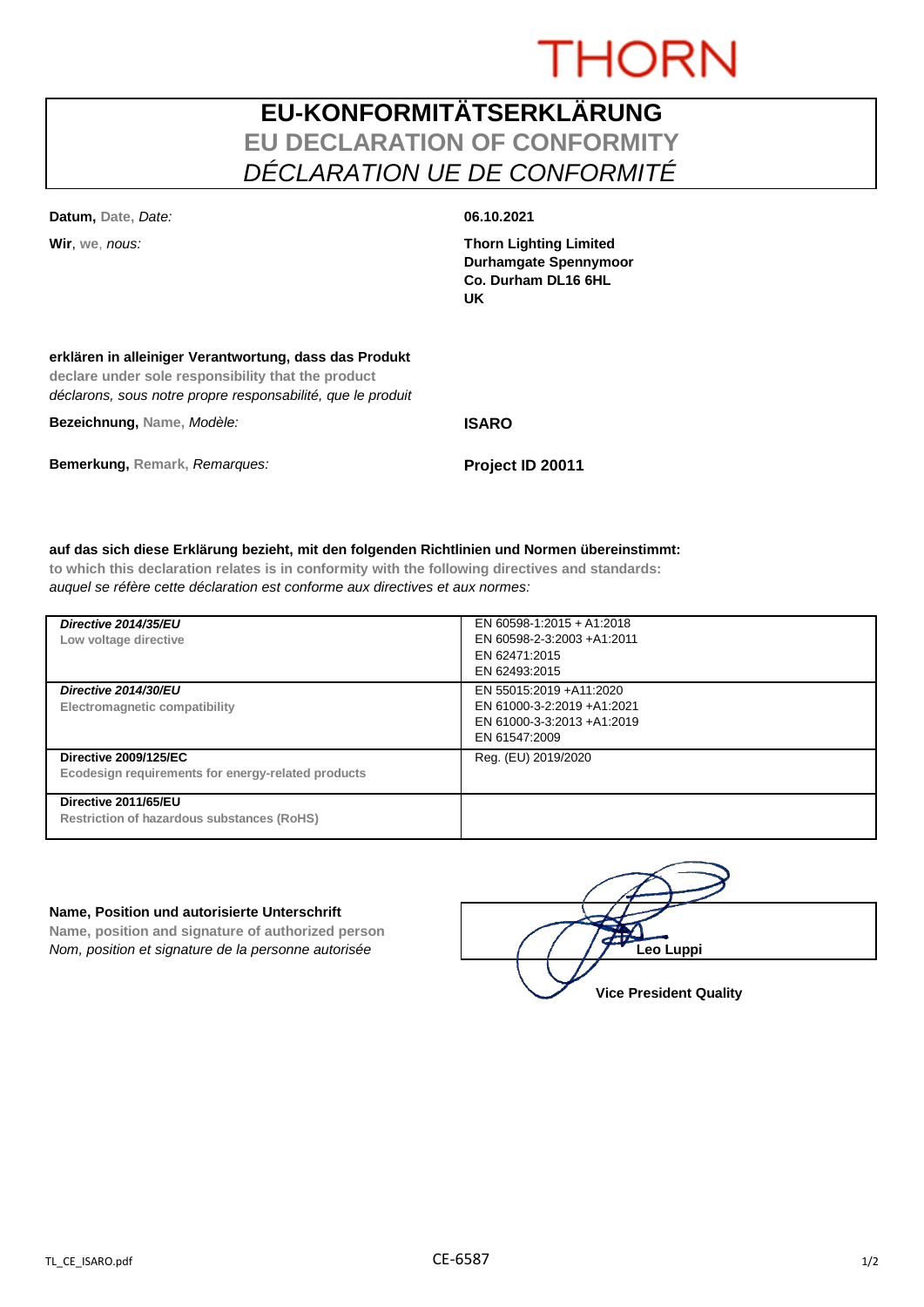THORN

# EU-KONFORMITÄTSERKLÄRUNG
## EU DECLARATION OF CONFORMITY
## *DÉCLARATION UE DE CONFORMITÉ*

**Datum,** **Date,** *Date:* **06.10.2021**

**Wir**, **we**, *nous:* **Thorn Lighting Limited**
**Durhamgate Spennymoor**
**Co. Durham DL16 6HL**
**UK**

**erklären in alleiniger Verantwortung, dass das Produkt**
**declare under sole responsibility that the product**
*déclarons, sous notre propre responsabilité, que le produit*

**Bezeichnung,** **Name,** *Modèle:* **ISARO**

**Bemerkung,** **Remark,** *Remarques:* **Project ID 20011**

**auf das sich diese Erklärung bezieht, mit den folgenden Richtlinien und Normen übereinstimmt:**
**to which this declaration relates is in conformity with the following directives and standards:**
*auquel se réfère cette déclaration est conforme aux directives et aux normes:*

| Directive | Standards |
|---|---|
| ***Directive 2014/35/EU***<br>**Low voltage directive** | EN 60598-1:2015 + A1:2018<br>EN 60598-2-3:2003 +A1:2011<br>EN 62471:2015<br>EN 62493:2015 |
| ***Directive 2014/30/EU***<br>**Electromagnetic compatibility** | EN 55015:2019 +A11:2020<br>EN 61000-3-2:2019 +A1:2021<br>EN 61000-3-3:2013 +A1:2019<br>EN 61547:2009 |
| **Directive 2009/125/EC**<br>**Ecodesign requirements for energy-related products** | Reg. (EU) 2019/2020 |
| **Directive 2011/65/EU**<br>**Restriction of hazardous substances (RoHS)** | |

**Name, Position und autorisierte Unterschrift**
**Name, position and signature of authorized person**
*Nom, position et signature de la personne autorisée*

**Leo Luppi**
**Vice President Quality**

TL_CE_ISARO.pdf CE-6587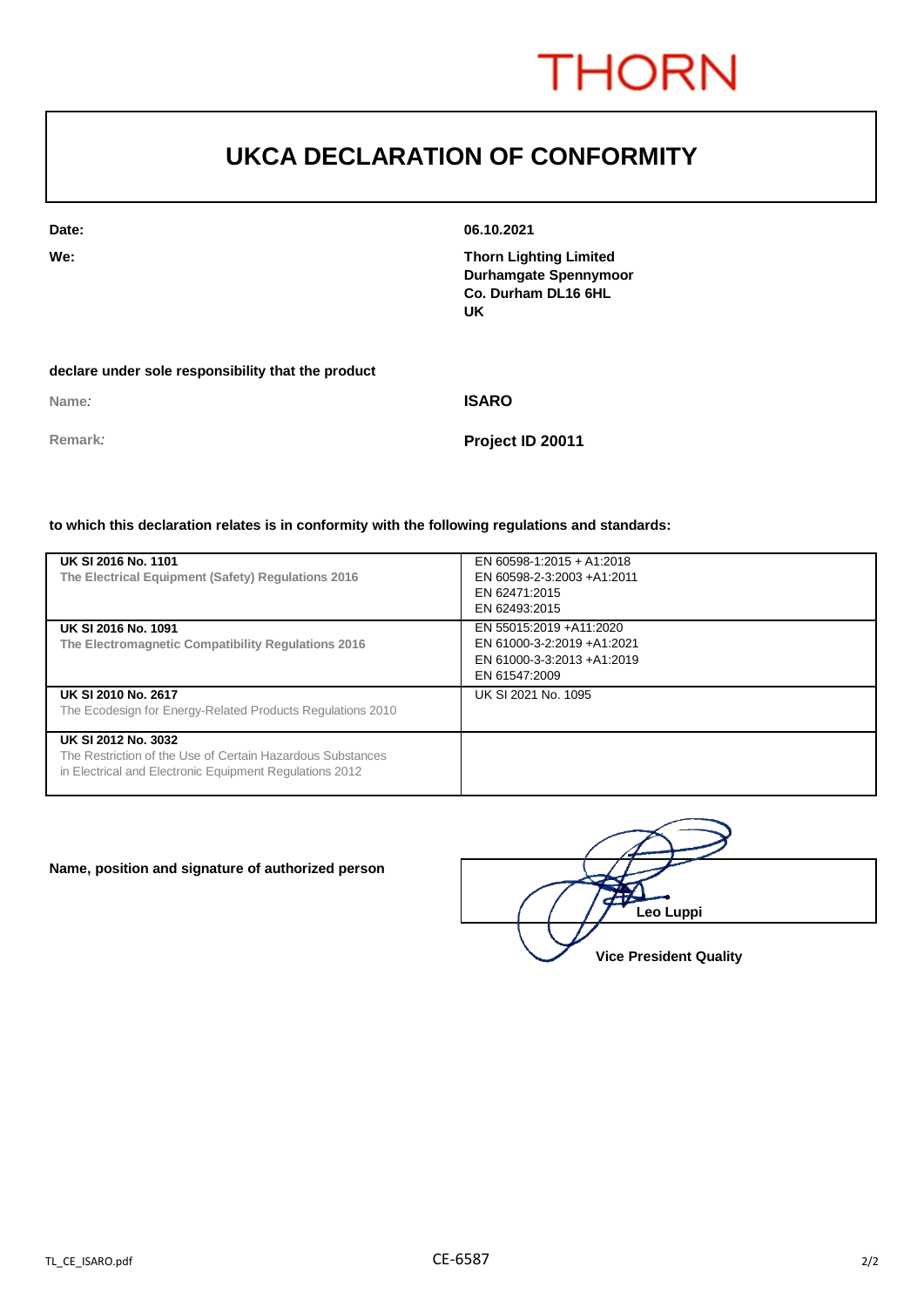THORN

# UKCA DECLARATION OF CONFORMITY

| | |
|---|---|
| **Date:** | **06.10.2021** |
| **We:** | **Thorn Lighting Limited**<br>**Durhamgate Spennymoor**<br>**Co. Durham DL16 6HL**<br>**UK** |

**declare under sole responsibility that the product**

| | |
|---|---|
| Name*:* | **ISARO** |
| Remark*:* | **Project ID 20011** |

**to which this declaration relates is in conformity with the following regulations and standards:**

| | |
|---|---|
| **UK SI 2016 No. 1101**<br>**The Electrical Equipment (Safety) Regulations 2016** | EN 60598-1:2015 + A1:2018<br>EN 60598-2-3:2003 +A1:2011<br>EN 62471:2015<br>EN 62493:2015 |
| **UK SI 2016 No. 1091**<br>**The Electromagnetic Compatibility Regulations 2016** | EN 55015:2019 +A11:2020<br>EN 61000-3-2:2019 +A1:2021<br>EN 61000-3-3:2013 +A1:2019<br>EN 61547:2009 |
| **UK SI 2010 No. 2617**<br>The Ecodesign for Energy-Related Products Regulations 2010 | UK SI 2021 No. 1095 |
| **UK SI 2012 No. 3032**<br>The Restriction of the Use of Certain Hazardous Substances in Electrical and Electronic Equipment Regulations 2012 | |

**Name, position and signature of authorized person**

**Leo Luppi**

**Vice President Quality**

TL_CE_ISARO.pdf

CE-6587